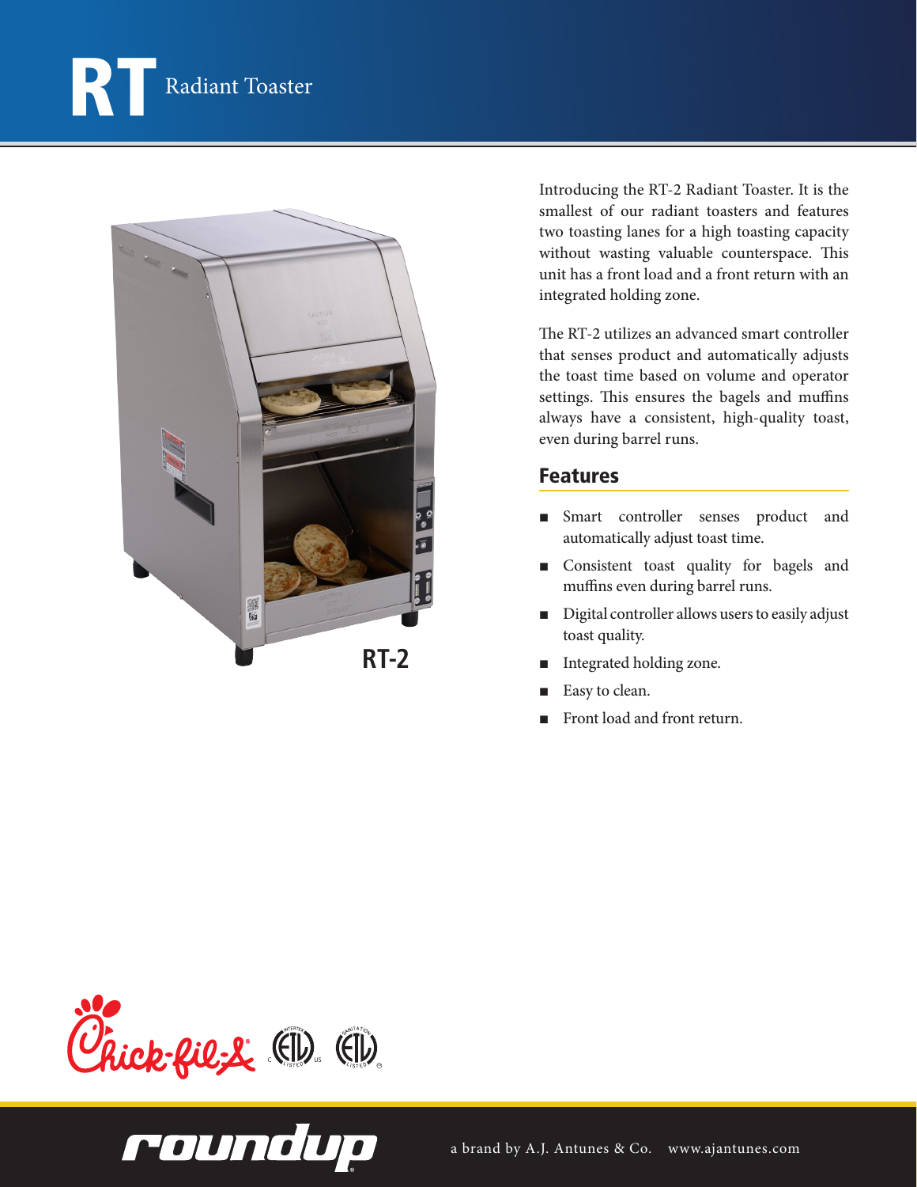# RT Radiant Toaster

RT-2

Introducing the RT-2 Radiant Toaster. It is the smallest of our radiant toasters and features two toasting lanes for a high toasting capacity without wasting valuable counterspace. This unit has a front load and a front return with an integrated holding zone.

The RT-2 utilizes an advanced smart controller that senses product and automatically adjusts the toast time based on volume and operator settings. This ensures the bagels and muffins always have a consistent, high-quality toast, even during barrel runs.

## Features

- Smart controller senses product and automatically adjust toast time.
- Consistent toast quality for bagels and muffins even during barrel runs.
- Digital controller allows users to easily adjust toast quality.
- Integrated holding zone.
- Easy to clean.
- Front load and front return.

roundup a brand by A.J. Antunes & Co. www.ajantunes.com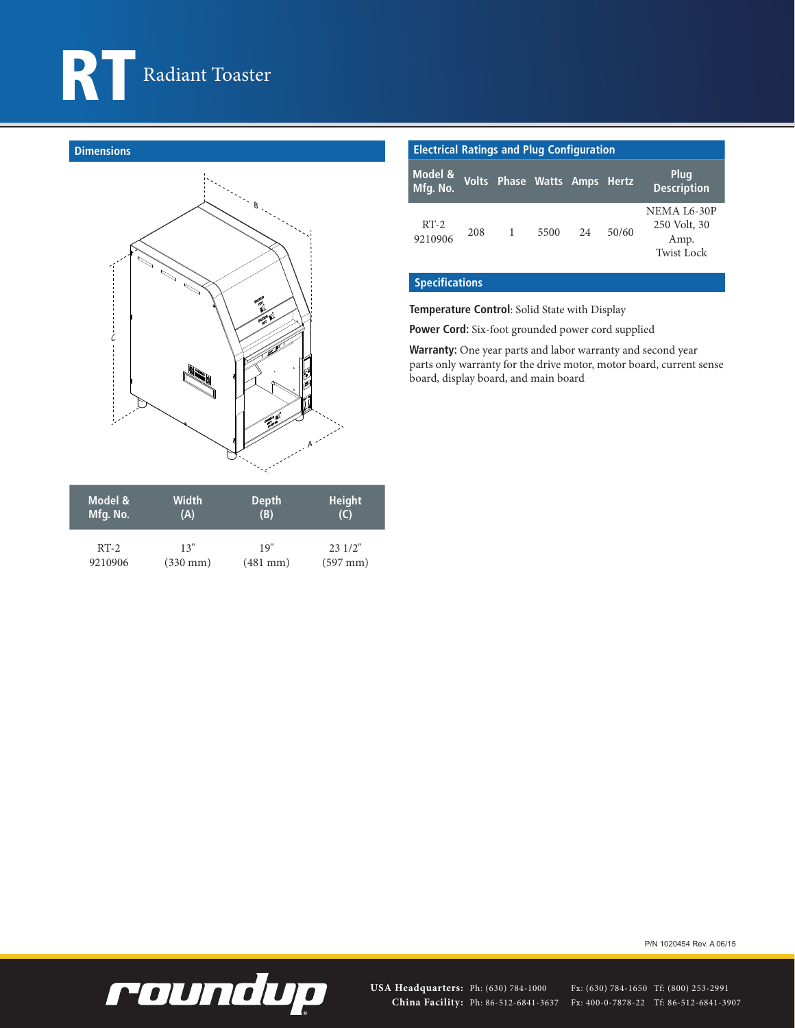# RT Radiant Toaster

## Dimensions

| Model & Mfg. No. | Width (A) | Depth (B) | Height (C) |
|---|---|---|---|
| RT-2 9210906 | 13" (330 mm) | 19" (481 mm) | 23 1/2" (597 mm) |

## Electrical Ratings and Plug Configuration

| Model & Mfg. No. | Volts | Phase | Watts | Amps | Hertz | Plug Description |
|---|---|---|---|---|---|---|
| RT-2 9210906 | 208 | 1 | 5500 | 24 | 50/60 | NEMA L6-30P 250 Volt, 30 Amp. Twist Lock |

## Specifications

**Temperature Control**: Solid State with Display

**Power Cord:** Six-foot grounded power cord supplied

**Warranty:** One year parts and labor warranty and second year parts only warranty for the drive motor, motor board, current sense board, display board, and main board

P/N 1020454 Rev. A 06/15

roundup

**USA Headquarters:** Ph: (630) 784-1000 Fx: (630) 784-1650 Tf: (800) 253-2991
**China Facility:** Ph: 86-512-6841-3637 Fx: 400-0-7878-22 Tf: 86-512-6841-3907